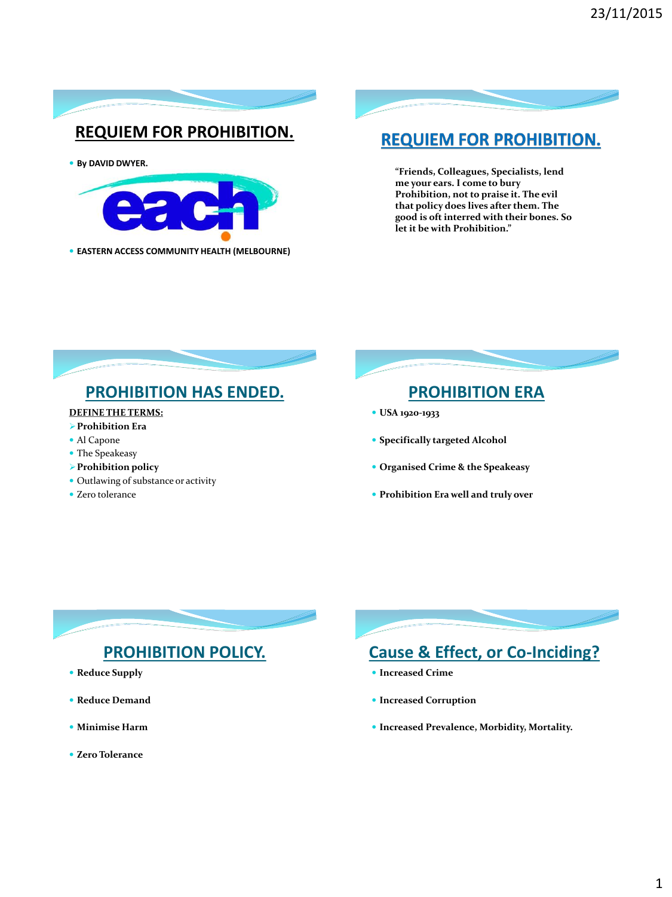# REQUIEM FOR PROHIBITION.

- By DAVID DWYER.
- EASTERN ACCESS COMMUNITY HEALTH (MELBOURNE)

# REQUIEM FOR PROHIBITION.

**"Friends, Colleagues, Specialists, lend me your ears. I come to bury Prohibition, not to praise it. The evil that policy does lives after them. The good is oft interred with their bones. So let it be with Prohibition."**

# PROHIBITION HAS ENDED.

**DEFINE THE TERMS:**

- **Prohibition Era**
- Al Capone
- The Speakeasy
- **Prohibition policy**
- Outlawing of substance or activity
- Zero tolerance

# PROHIBITION ERA

- **USA 1920-1933**
- **Specifically targeted Alcohol**
- **Organised Crime & the Speakeasy**
- **Prohibition Era well and truly over**

# PROHIBITION POLICY.

- **Reduce Supply**
- **Reduce Demand**
- **Minimise Harm**
- **Zero Tolerance**

# Cause & Effect, or Co-Inciding?

- **Increased Crime**
- **Increased Corruption**
- **Increased Prevalence, Morbidity, Mortality.**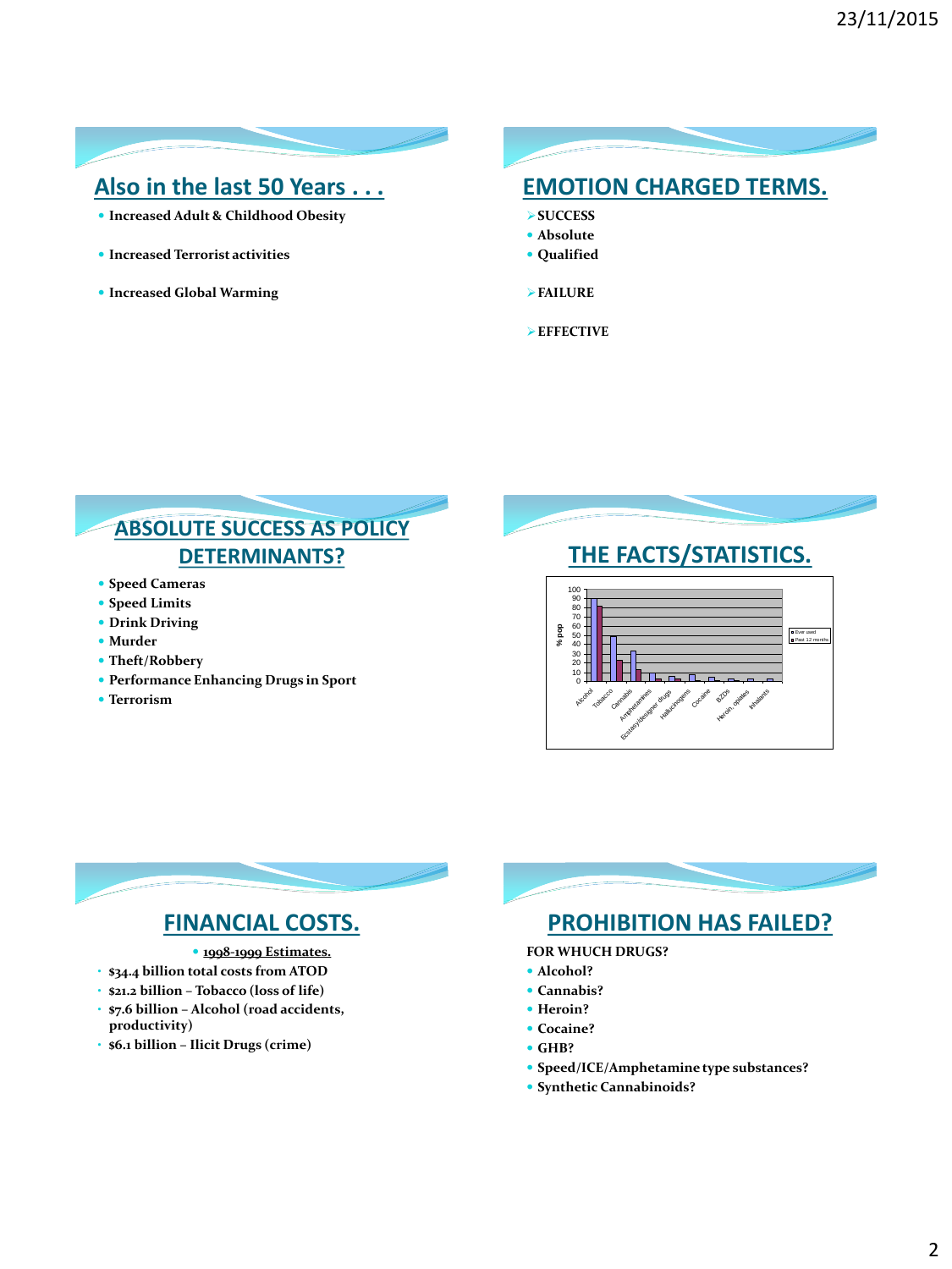## Also in the last 50 Years . . .

- **Increased Adult & Childhood Obesity**
- **Increased Terrorist activities**
- **Increased Global Warming**

## EMOTION CHARGED TERMS.

- **SUCCESS**
- **Absolute**
- **Qualified**
- **FAILURE**
- **EFFECTIVE**

## ABSOLUTE SUCCESS AS POLICY DETERMINANTS?

- **Speed Cameras**
- **Speed Limits**
- **Drink Driving**
- **Murder**
- **Theft/Robbery**
- **Performance Enhancing Drugs in Sport**
- **Terrorism**

## THE FACTS/STATISTICS.

% pop (0–100): Ever used / Past 12 months

Alcohol, Tobacco, Cannabis, Amphetamines, Ecstasy/designer drugs, Hallucinogens, Cocaine, BZDs, Heroin, opiates, Inhalants

## FINANCIAL COSTS.

- **1998-1999 Estimates.**
- **$34.4 billion total costs from ATOD**
- **$21.2 billion – Tobacco (loss of life)**
- **$7.6 billion – Alcohol (road accidents, productivity)**
- **$6.1 billion – Ilicit Drugs (crime)**

## PROHIBITION HAS FAILED?

**FOR WHUCH DRUGS?**

- **Alcohol?**
- **Cannabis?**
- **Heroin?**
- **Cocaine?**
- **GHB?**
- **Speed/ICE/Amphetamine type substances?**
- **Synthetic Cannabinoids?**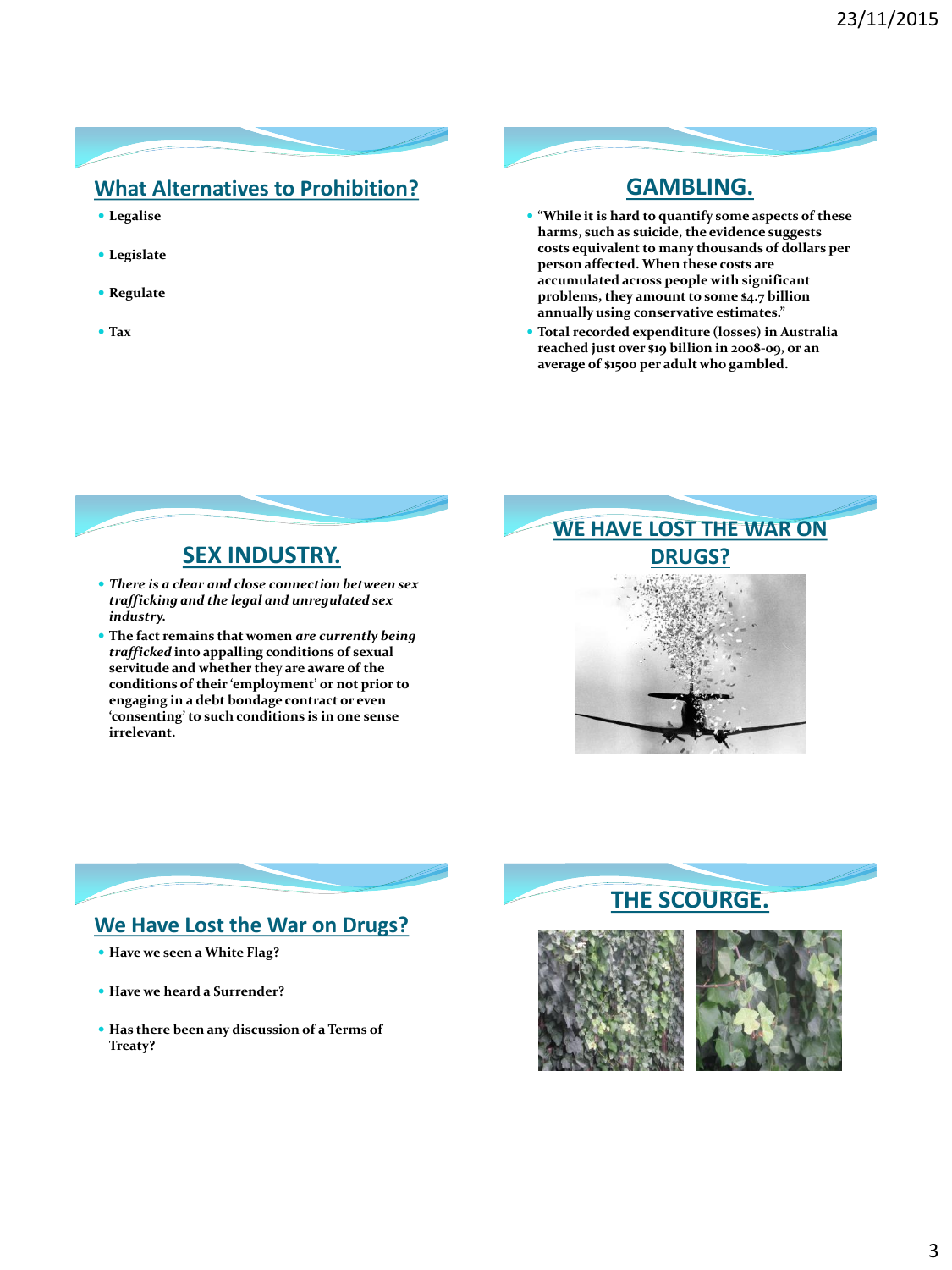## What Alternatives to Prohibition?

- Legalise
- Legislate
- Regulate
- Tax

## GAMBLING.

- "While it is hard to quantify some aspects of these harms, such as suicide, the evidence suggests costs equivalent to many thousands of dollars per person affected. When these costs are accumulated across people with significant problems, they amount to some $4.7 billion annually using conservative estimates."
- Total recorded expenditure (losses) in Australia reached just over $19 billion in 2008-09, or an average of $1500 per adult who gambled.

## SEX INDUSTRY.

- *There is a clear and close connection between sex trafficking and the legal and unregulated sex industry.*
- The fact remains that women *are currently being trafficked* into appalling conditions of sexual servitude and whether they are aware of the conditions of their 'employment' or not prior to engaging in a debt bondage contract or even 'consenting' to such conditions is in one sense irrelevant.

## WE HAVE LOST THE WAR ON DRUGS?

## We Have Lost the War on Drugs?

- Have we seen a White Flag?
- Have we heard a Surrender?
- Has there been any discussion of a Terms of Treaty?

## THE SCOURGE.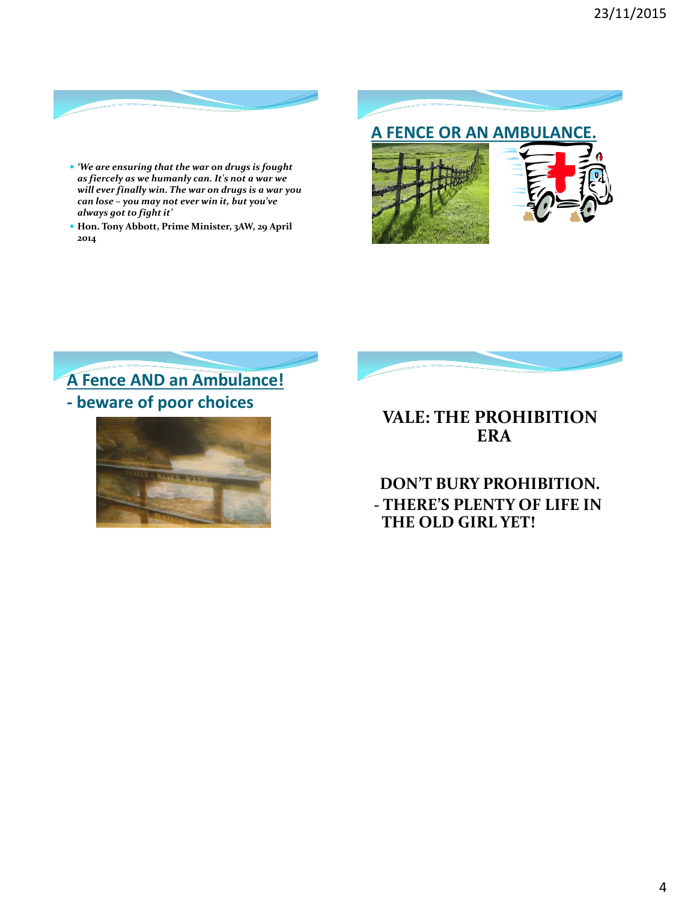- *'We are ensuring that the war on drugs is fought as fiercely as we humanly can. It's not a war we will ever finally win. The war on drugs is a war you can lose – you may not ever win it, but you've always got to fight it'*
- **Hon. Tony Abbott, Prime Minister, 3AW, 29 April 2014**

## A FENCE OR AN AMBULANCE.

## A Fence AND an Ambulance!
## - beware of poor choices

**VALE: THE PROHIBITION ERA**

**DON'T BURY PROHIBITION.**
**- THERE'S PLENTY OF LIFE IN THE OLD GIRL YET!**